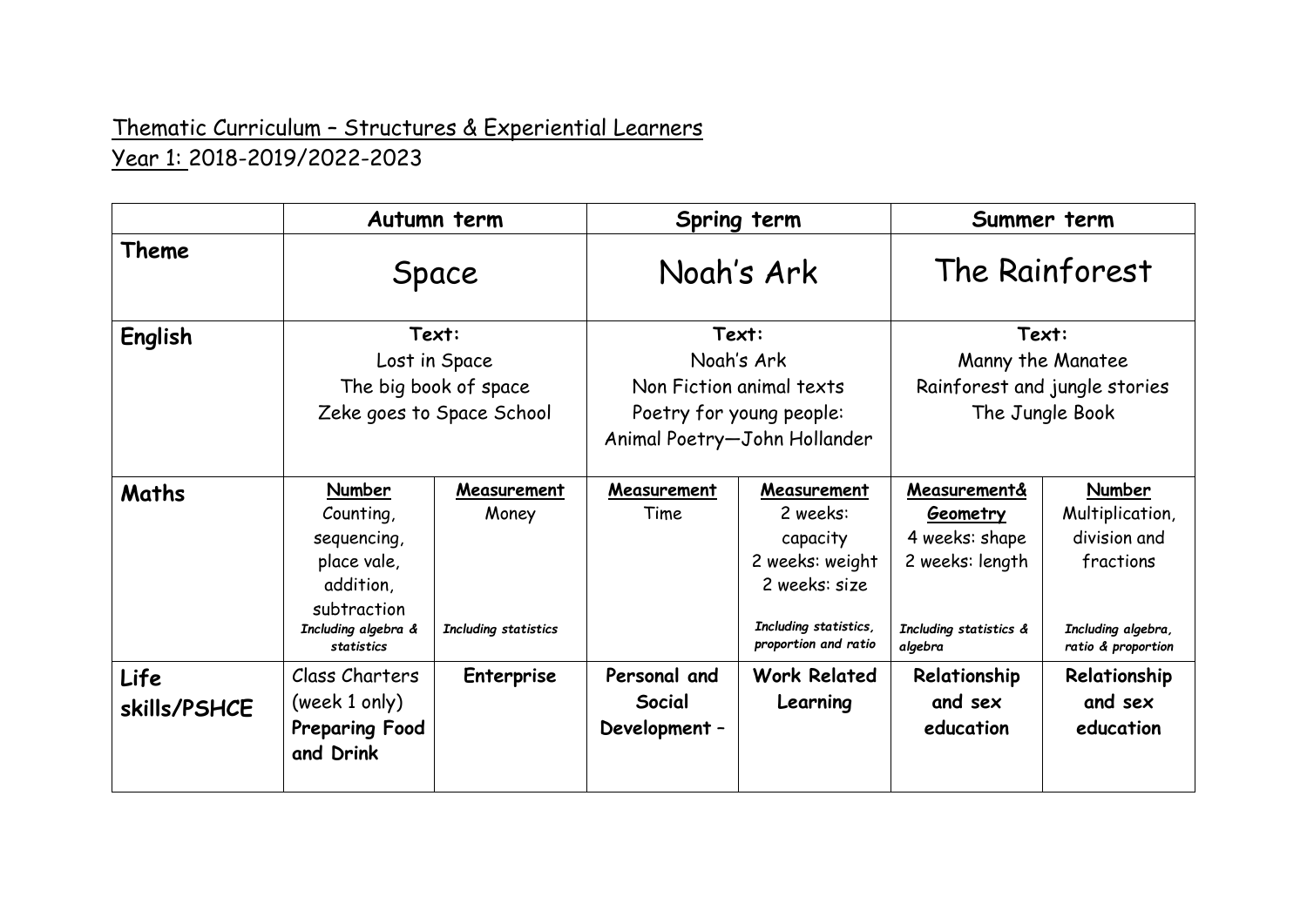Thematic Curriculum – Structures & Experiential Learners
Year 1: 2018-2019/2022-2023

| | Autumn term | | Spring term | | Summer term | |
|---|---|---|---|---|---|---|
| **Theme** | Space | | Noah's Ark | | The Rainforest | |
| **English** | **Text:**<br>Lost in Space<br>The big book of space<br>Zeke goes to Space School | | **Text:**<br>Noah's Ark<br>Non Fiction animal texts<br>Poetry for young people:<br>Animal Poetry—John Hollander | | **Text:**<br>Manny the Manatee<br>Rainforest and jungle stories<br>The Jungle Book | |
| **Maths** | **Number**<br>Counting,<br>sequencing,<br>place vale,<br>addition,<br>subtraction<br>*Including algebra & statistics* | **Measurement**<br>Money<br>*Including statistics* | **Measurement**<br>Time | **Measurement**<br>2 weeks: capacity<br>2 weeks: weight<br>2 weeks: size<br>*Including statistics, proportion and ratio* | **Measurement& Geometry**<br>4 weeks: shape<br>2 weeks: length<br>*Including statistics & algebra* | **Number**<br>Multiplication, division and fractions<br>*Including algebra, ratio & proportion* |
| **Life skills/PSHCE** | Class Charters (week 1 only)<br>**Preparing Food and Drink** | **Enterprise** | **Personal and Social Development –** | **Work Related Learning** | **Relationship and sex education** | **Relationship and sex education** |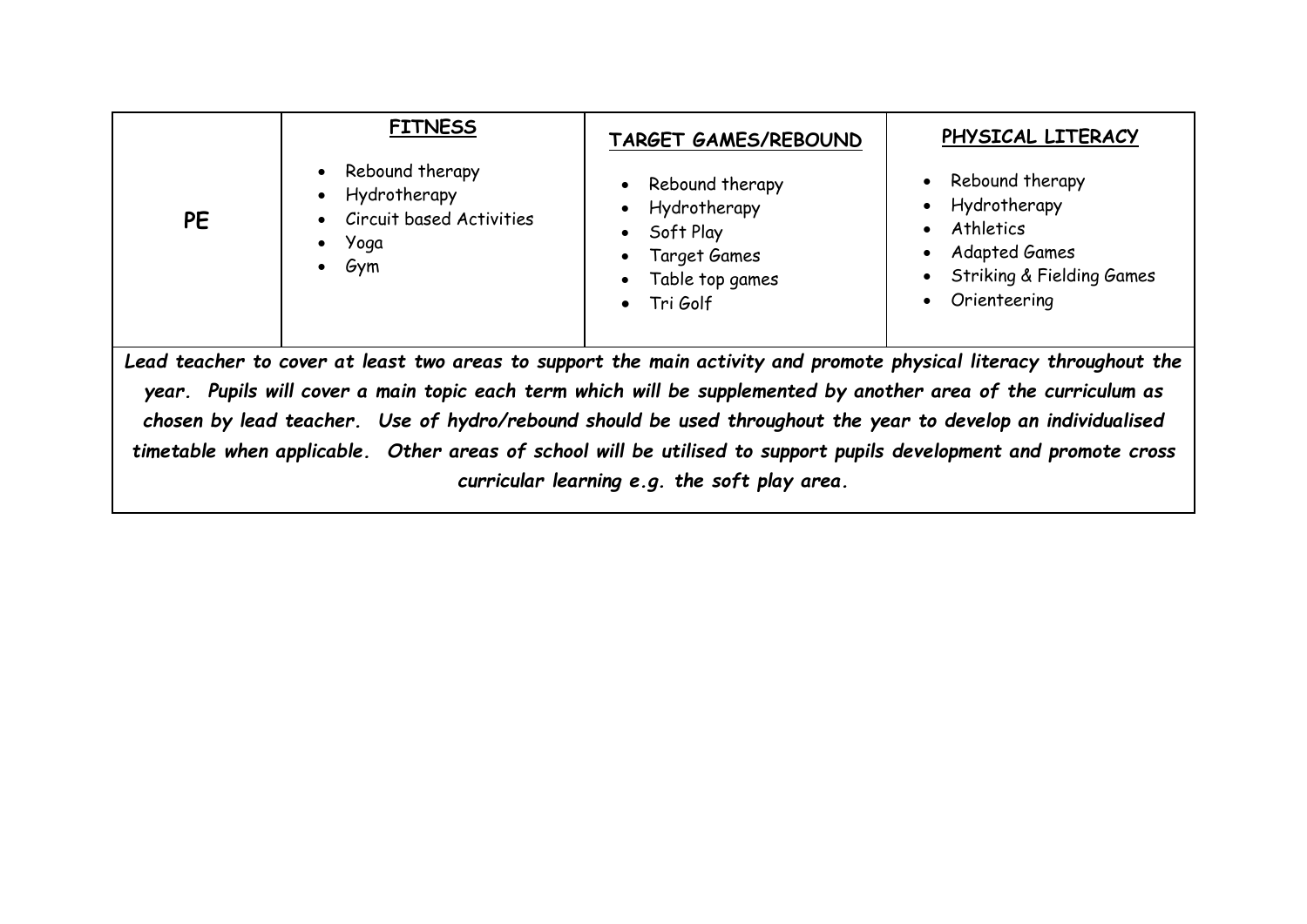| PE | **FITNESS**<br>• Rebound therapy<br>• Hydrotherapy<br>• Circuit based Activities<br>• Yoga<br>• Gym | **TARGET GAMES/REBOUND**<br>• Rebound therapy<br>• Hydrotherapy<br>• Soft Play<br>• Target Games<br>• Table top games<br>• Tri Golf | **PHYSICAL LITERACY**<br>• Rebound therapy<br>• Hydrotherapy<br>• Athletics<br>• Adapted Games<br>• Striking & Fielding Games<br>• Orienteering |
|---|---|---|---|
| ***Lead teacher to cover at least two areas to support the main activity and promote physical literacy throughout the year. Pupils will cover a main topic each term which will be supplemented by another area of the curriculum as chosen by lead teacher. Use of hydro/rebound should be used throughout the year to develop an individualised timetable when applicable. Other areas of school will be utilised to support pupils development and promote cross curricular learning e.g. the soft play area.*** | | | |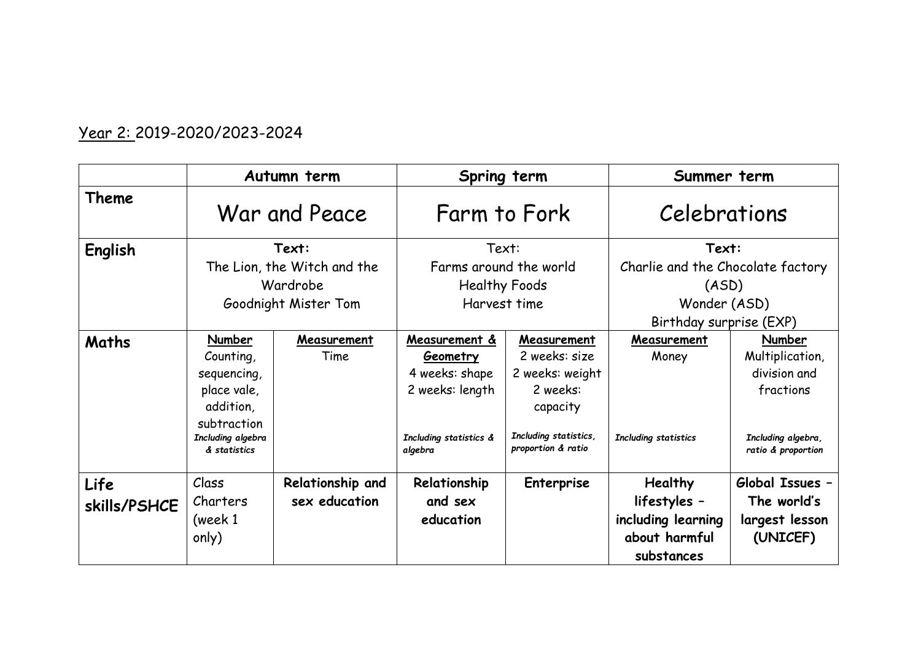Year 2: 2019-2020/2023-2024

| | Autumn term | | Spring term | | Summer term | |
|---|---|---|---|---|---|---|
| **Theme** | War and Peace | | Farm to Fork | | Celebrations | |
| **English** | **Text:**<br>The Lion, the Witch and the Wardrobe<br>Goodnight Mister Tom | | Text:<br>Farms around the world<br>Healthy Foods<br>Harvest time | | **Text:**<br>Charlie and the Chocolate factory (ASD)<br>Wonder (ASD)<br>Birthday surprise (EXP) | |
| **Maths** | **Number**<br>Counting, sequencing, place vale, addition, subtraction<br>***Including algebra & statistics*** | **Measurement**<br>Time | **Measurement & Geometry**<br>4 weeks: shape<br>2 weeks: length<br>***Including statistics & algebra*** | **Measurement**<br>2 weeks: size<br>2 weeks: weight<br>2 weeks: capacity<br>***Including statistics, proportion & ratio*** | **Measurement**<br>Money<br>***Including statistics*** | **Number**<br>Multiplication, division and fractions<br>***Including algebra, ratio & proportion*** |
| **Life skills/PSHCE** | Class Charters (week 1 only) | **Relationship and sex education** | **Relationship and sex education** | **Enterprise** | **Healthy lifestyles – including learning about harmful substances** | **Global Issues – The world's largest lesson (UNICEF)** |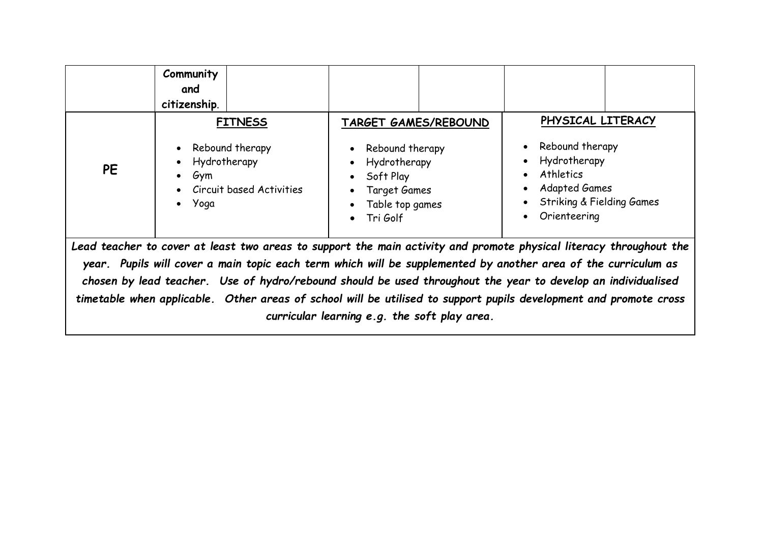| | | | | | | |
|---|---|---|---|---|---|---|
| | **Community and citizenship**. | | | | | |
| **PE** | **FITNESS**<br><br>• Rebound therapy<br>• Hydrotherapy<br>• Gym<br>• Circuit based Activities<br>• Yoga | | **TARGET GAMES/REBOUND**<br><br>• Rebound therapy<br>• Hydrotherapy<br>• Soft Play<br>• Target Games<br>• Table top games<br>• Tri Golf | | **PHYSICAL LITERACY**<br><br>• Rebound therapy<br>• Hydrotherapy<br>• Athletics<br>• Adapted Games<br>• Striking & Fielding Games<br>• Orienteering | |
| ***Lead teacher to cover at least two areas to support the main activity and promote physical literacy throughout the year. Pupils will cover a main topic each term which will be supplemented by another area of the curriculum as chosen by lead teacher. Use of hydro/rebound should be used throughout the year to develop an individualised timetable when applicable. Other areas of school will be utilised to support pupils development and promote cross curricular learning e.g. the soft play area.*** | | | | | | |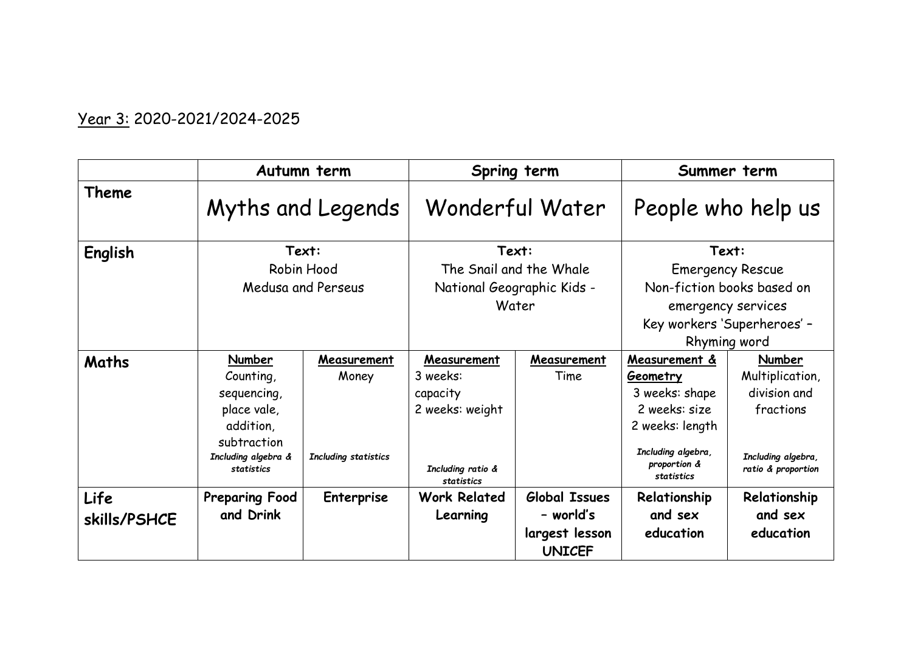Year 3: 2020-2021/2024-2025

| | Autumn term | | Spring term | | Summer term | |
|---|---|---|---|---|---|---|
| **Theme** | Myths and Legends | | Wonderful Water | | People who help us | |
| **English** | **Text:** Robin Hood Medusa and Perseus | | **Text:** The Snail and the Whale National Geographic Kids - Water | | **Text:** Emergency Rescue Non-fiction books based on emergency services Key workers 'Superheroes' – Rhyming word | |
| **Maths** | **Number** Counting, sequencing, place vale, addition, subtraction *Including algebra & statistics* | **Measurement** Money *Including statistics* | **Measurement** 3 weeks: capacity 2 weeks: weight *Including ratio & statistics* | **Measurement** Time | **Measurement & Geometry** 3 weeks: shape 2 weeks: size 2 weeks: length *Including algebra, proportion & statistics* | **Number** Multiplication, division and fractions *Including algebra, ratio & proportion* |
| **Life skills/PSHCE** | **Preparing Food and Drink** | **Enterprise** | **Work Related Learning** | **Global Issues – world's largest lesson UNICEF** | **Relationship and sex education** | **Relationship and sex education** |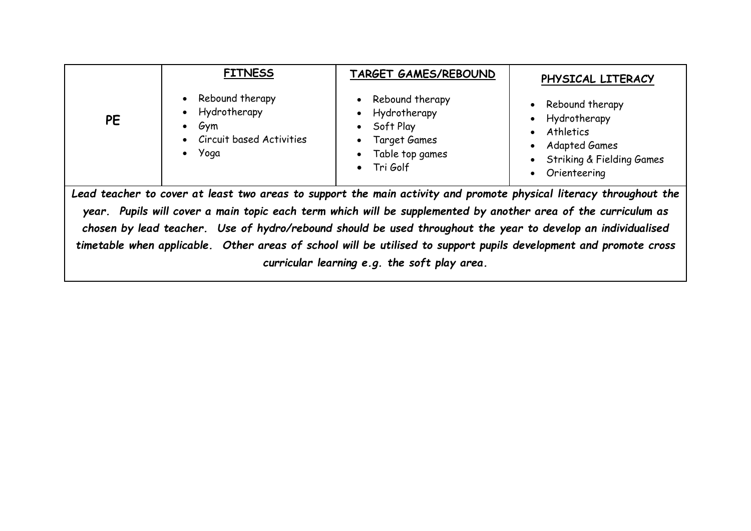| PE | **FITNESS** | **TARGET GAMES/REBOUND** | **PHYSICAL LITERACY** |
|---|---|---|---|
| | • Rebound therapy<br>• Hydrotherapy<br>• Gym<br>• Circuit based Activities<br>• Yoga | • Rebound therapy<br>• Hydrotherapy<br>• Soft Play<br>• Target Games<br>• Table top games<br>• Tri Golf | • Rebound therapy<br>• Hydrotherapy<br>• Athletics<br>• Adapted Games<br>• Striking & Fielding Games<br>• Orienteering |

***Lead teacher to cover at least two areas to support the main activity and promote physical literacy throughout the year. Pupils will cover a main topic each term which will be supplemented by another area of the curriculum as chosen by lead teacher. Use of hydro/rebound should be used throughout the year to develop an individualised timetable when applicable. Other areas of school will be utilised to support pupils development and promote cross curricular learning e.g. the soft play area.***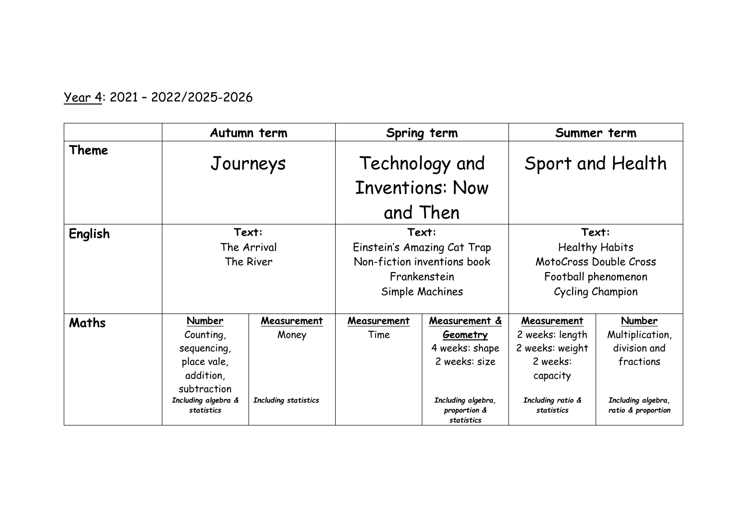Year 4: 2021 – 2022/2025-2026

| | Autumn term | | Spring term | | Summer term | |
|---|---|---|---|---|---|---|
| **Theme** | Journeys | | Technology and Inventions: Now and Then | | Sport and Health | |
| **English** | **Text:**<br>The Arrival<br>The River | | **Text:**<br>Einstein's Amazing Cat Trap<br>Non-fiction inventions book<br>Frankenstein<br>Simple Machines | | **Text:**<br>Healthy Habits<br>MotoCross Double Cross<br>Football phenomenon<br>Cycling Champion | |
| **Maths** | **Number**<br>Counting, sequencing, place vale, addition, subtraction<br>***Including algebra & statistics*** | **Measurement**<br>Money<br>***Including statistics*** | **Measurement**<br>Time | **Measurement & Geometry**<br>4 weeks: shape<br>2 weeks: size<br>***Including algebra, proportion & statistics*** | **Measurement**<br>2 weeks: length<br>2 weeks: weight<br>2 weeks: capacity<br>***Including ratio & statistics*** | **Number**<br>Multiplication, division and fractions<br>***Including algebra, ratio & proportion*** |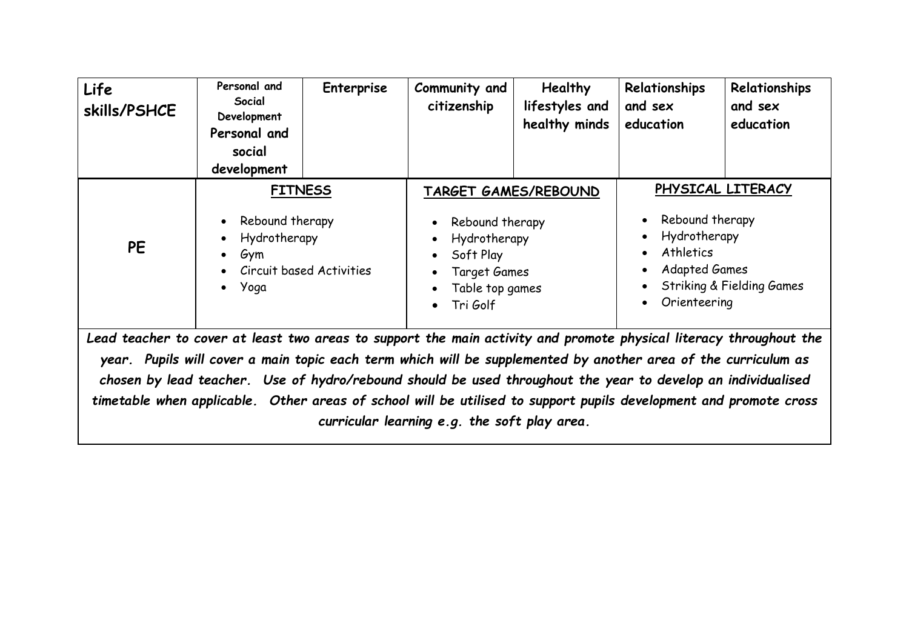| | | | | | | |
|---|---|---|---|---|---|---|
| **Life skills/PSHCE** | **Personal and Social Development Personal and social development** | **Enterprise** | **Community and citizenship** | **Healthy lifestyles and healthy minds** | **Relationships and sex education** | **Relationships and sex education** |
| **PE** | **FITNESS**<br>• Rebound therapy<br>• Hydrotherapy<br>• Gym<br>• Circuit based Activities<br>• Yoga | | **TARGET GAMES/REBOUND**<br>• Rebound therapy<br>• Hydrotherapy<br>• Soft Play<br>• Target Games<br>• Table top games<br>• Tri Golf | | **PHYSICAL LITERACY**<br>• Rebound therapy<br>• Hydrotherapy<br>• Athletics<br>• Adapted Games<br>• Striking & Fielding Games<br>• Orienteering | |

***Lead teacher to cover at least two areas to support the main activity and promote physical literacy throughout the year. Pupils will cover a main topic each term which will be supplemented by another area of the curriculum as chosen by lead teacher. Use of hydro/rebound should be used throughout the year to develop an individualised timetable when applicable. Other areas of school will be utilised to support pupils development and promote cross curricular learning e.g. the soft play area.***